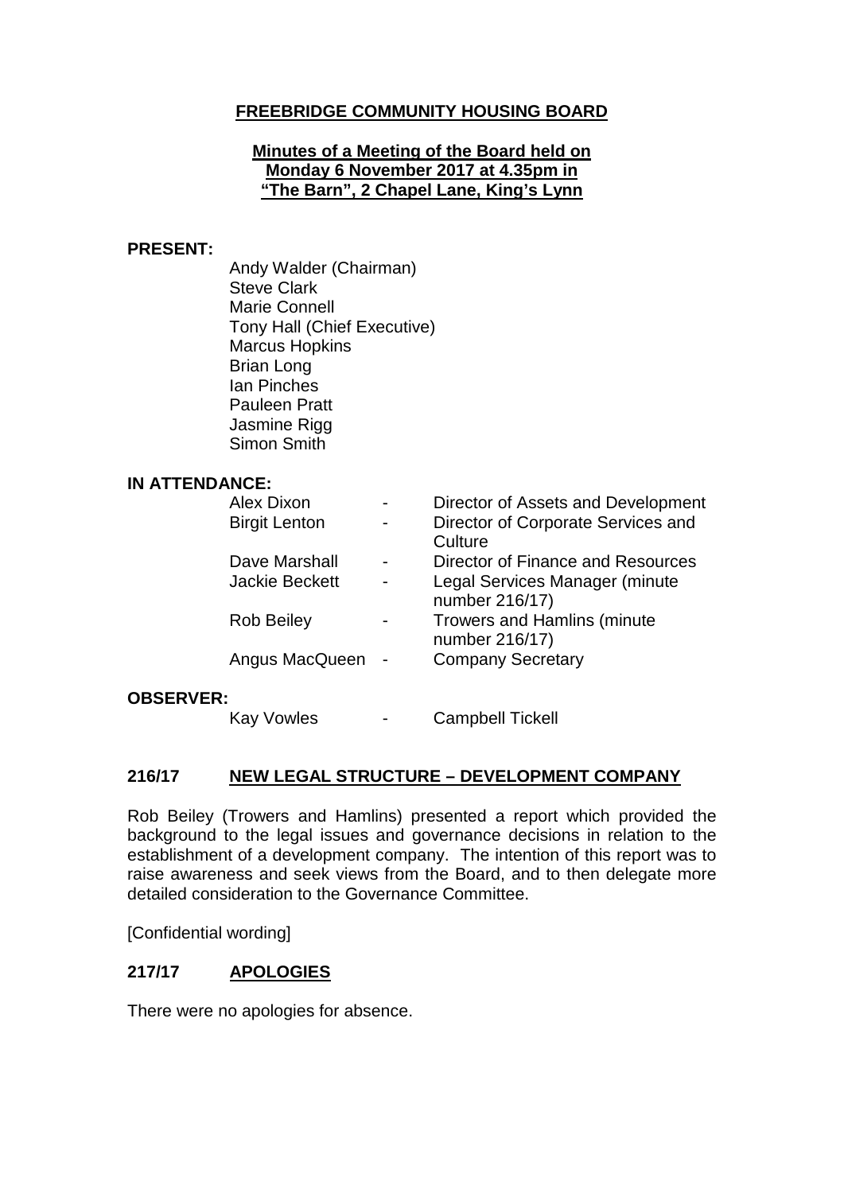# FREEBRIDGE COMMUNITY HOUSING BOARD

**Minutes of a Meeting of the Board held on Monday 6 November 2017 at 4.35pm in "The Barn", 2 Chapel Lane, King's Lynn**

## PRESENT:

Andy Walder (Chairman)
Steve Clark
Marie Connell
Tony Hall (Chief Executive)
Marcus Hopkins
Brian Long
Ian Pinches
Pauleen Pratt
Jasmine Rigg
Simon Smith

## IN ATTENDANCE:

| | | |
|---|---|---|
| Alex Dixon | - | Director of Assets and Development |
| Birgit Lenton | - | Director of Corporate Services and Culture |
| Dave Marshall | - | Director of Finance and Resources |
| Jackie Beckett | - | Legal Services Manager (minute number 216/17) |
| Rob Beiley | - | Trowers and Hamlins (minute number 216/17) |
| Angus MacQueen | - | Company Secretary |

## OBSERVER:

| | | |
|---|---|---|
| Kay Vowles | - | Campbell Tickell |

## 216/17 NEW LEGAL STRUCTURE – DEVELOPMENT COMPANY

Rob Beiley (Trowers and Hamlins) presented a report which provided the background to the legal issues and governance decisions in relation to the establishment of a development company. The intention of this report was to raise awareness and seek views from the Board, and to then delegate more detailed consideration to the Governance Committee.

[Confidential wording]

## 217/17 APOLOGIES

There were no apologies for absence.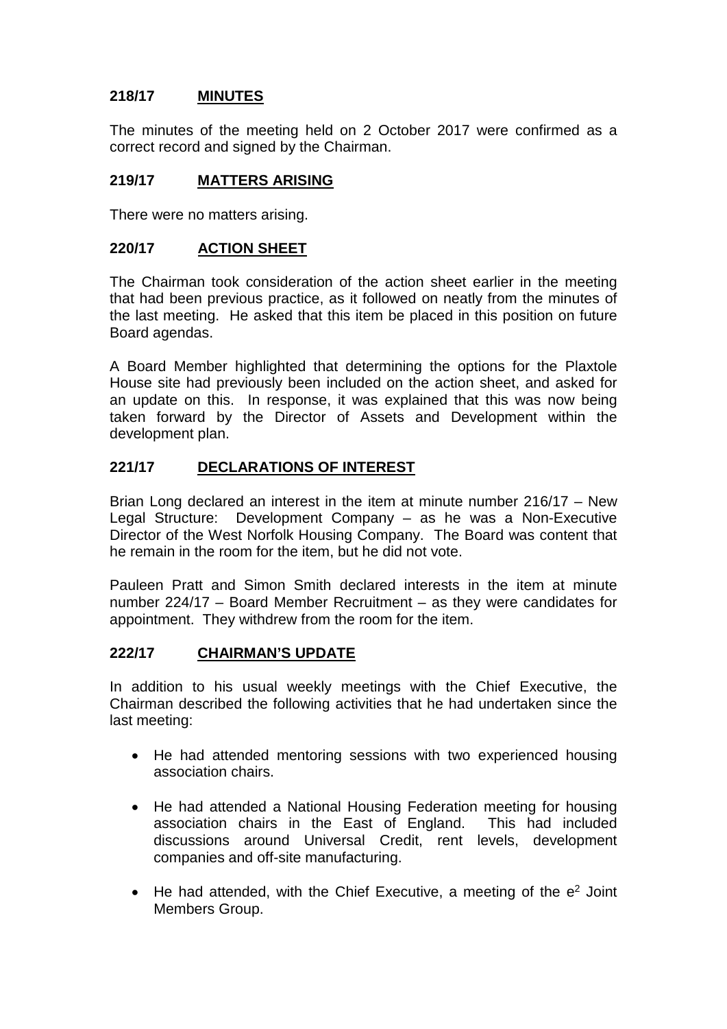## 218/17 MINUTES

The minutes of the meeting held on 2 October 2017 were confirmed as a correct record and signed by the Chairman.

## 219/17 MATTERS ARISING

There were no matters arising.

## 220/17 ACTION SHEET

The Chairman took consideration of the action sheet earlier in the meeting that had been previous practice, as it followed on neatly from the minutes of the last meeting. He asked that this item be placed in this position on future Board agendas.

A Board Member highlighted that determining the options for the Plaxtole House site had previously been included on the action sheet, and asked for an update on this. In response, it was explained that this was now being taken forward by the Director of Assets and Development within the development plan.

## 221/17 DECLARATIONS OF INTEREST

Brian Long declared an interest in the item at minute number 216/17 – New Legal Structure: Development Company – as he was a Non-Executive Director of the West Norfolk Housing Company. The Board was content that he remain in the room for the item, but he did not vote.

Pauleen Pratt and Simon Smith declared interests in the item at minute number 224/17 – Board Member Recruitment – as they were candidates for appointment. They withdrew from the room for the item.

## 222/17 CHAIRMAN'S UPDATE

In addition to his usual weekly meetings with the Chief Executive, the Chairman described the following activities that he had undertaken since the last meeting:

- He had attended mentoring sessions with two experienced housing association chairs.
- He had attended a National Housing Federation meeting for housing association chairs in the East of England. This had included discussions around Universal Credit, rent levels, development companies and off-site manufacturing.
- He had attended, with the Chief Executive, a meeting of the $e^2$ Joint Members Group.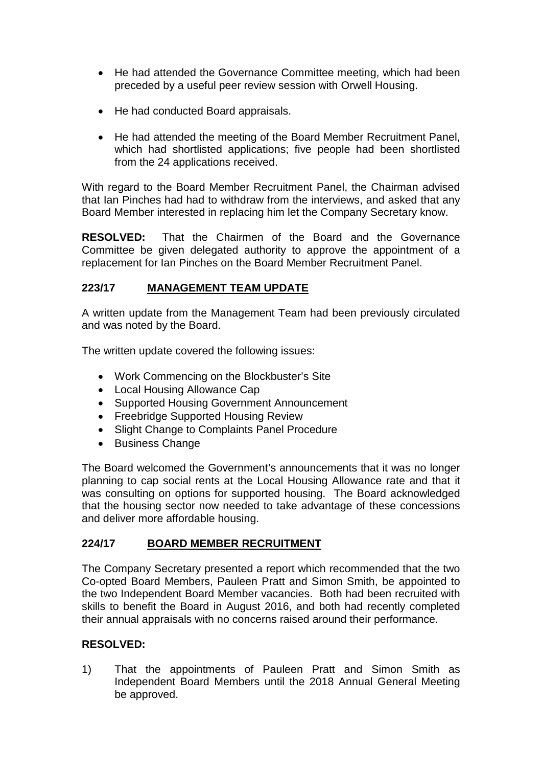- He had attended the Governance Committee meeting, which had been preceded by a useful peer review session with Orwell Housing.
- He had conducted Board appraisals.
- He had attended the meeting of the Board Member Recruitment Panel, which had shortlisted applications; five people had been shortlisted from the 24 applications received.

With regard to the Board Member Recruitment Panel, the Chairman advised that Ian Pinches had had to withdraw from the interviews, and asked that any Board Member interested in replacing him let the Company Secretary know.

**RESOLVED:** That the Chairmen of the Board and the Governance Committee be given delegated authority to approve the appointment of a replacement for Ian Pinches on the Board Member Recruitment Panel.

## 223/17 MANAGEMENT TEAM UPDATE

A written update from the Management Team had been previously circulated and was noted by the Board.

The written update covered the following issues:

- Work Commencing on the Blockbuster's Site
- Local Housing Allowance Cap
- Supported Housing Government Announcement
- Freebridge Supported Housing Review
- Slight Change to Complaints Panel Procedure
- Business Change

The Board welcomed the Government's announcements that it was no longer planning to cap social rents at the Local Housing Allowance rate and that it was consulting on options for supported housing. The Board acknowledged that the housing sector now needed to take advantage of these concessions and deliver more affordable housing.

## 224/17 BOARD MEMBER RECRUITMENT

The Company Secretary presented a report which recommended that the two Co-opted Board Members, Pauleen Pratt and Simon Smith, be appointed to the two Independent Board Member vacancies. Both had been recruited with skills to benefit the Board in August 2016, and both had recently completed their annual appraisals with no concerns raised around their performance.

**RESOLVED:**

1) That the appointments of Pauleen Pratt and Simon Smith as Independent Board Members until the 2018 Annual General Meeting be approved.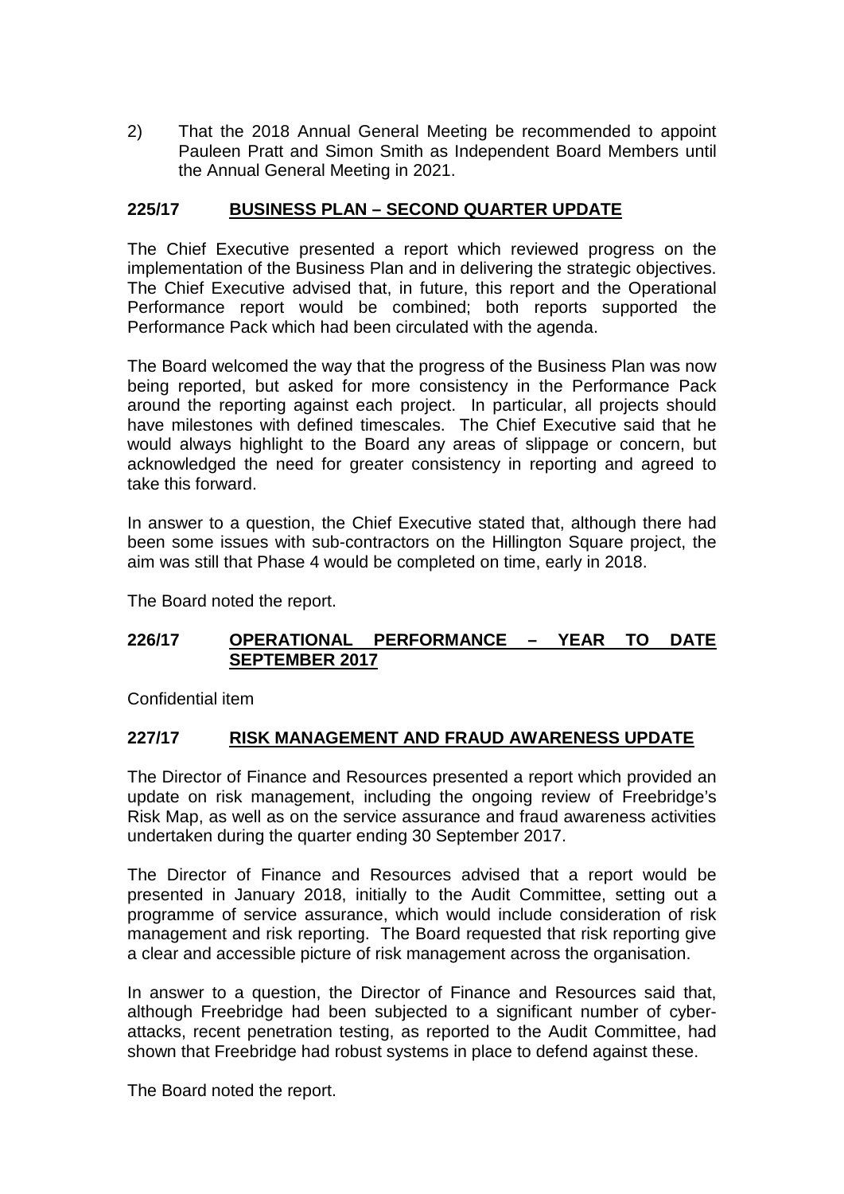2) That the 2018 Annual General Meeting be recommended to appoint Pauleen Pratt and Simon Smith as Independent Board Members until the Annual General Meeting in 2021.

## 225/17 BUSINESS PLAN – SECOND QUARTER UPDATE

The Chief Executive presented a report which reviewed progress on the implementation of the Business Plan and in delivering the strategic objectives. The Chief Executive advised that, in future, this report and the Operational Performance report would be combined; both reports supported the Performance Pack which had been circulated with the agenda.

The Board welcomed the way that the progress of the Business Plan was now being reported, but asked for more consistency in the Performance Pack around the reporting against each project. In particular, all projects should have milestones with defined timescales. The Chief Executive said that he would always highlight to the Board any areas of slippage or concern, but acknowledged the need for greater consistency in reporting and agreed to take this forward.

In answer to a question, the Chief Executive stated that, although there had been some issues with sub-contractors on the Hillington Square project, the aim was still that Phase 4 would be completed on time, early in 2018.

The Board noted the report.

## 226/17 OPERATIONAL PERFORMANCE – YEAR TO DATE SEPTEMBER 2017

Confidential item

## 227/17 RISK MANAGEMENT AND FRAUD AWARENESS UPDATE

The Director of Finance and Resources presented a report which provided an update on risk management, including the ongoing review of Freebridge's Risk Map, as well as on the service assurance and fraud awareness activities undertaken during the quarter ending 30 September 2017.

The Director of Finance and Resources advised that a report would be presented in January 2018, initially to the Audit Committee, setting out a programme of service assurance, which would include consideration of risk management and risk reporting. The Board requested that risk reporting give a clear and accessible picture of risk management across the organisation.

In answer to a question, the Director of Finance and Resources said that, although Freebridge had been subjected to a significant number of cyber-attacks, recent penetration testing, as reported to the Audit Committee, had shown that Freebridge had robust systems in place to defend against these.

The Board noted the report.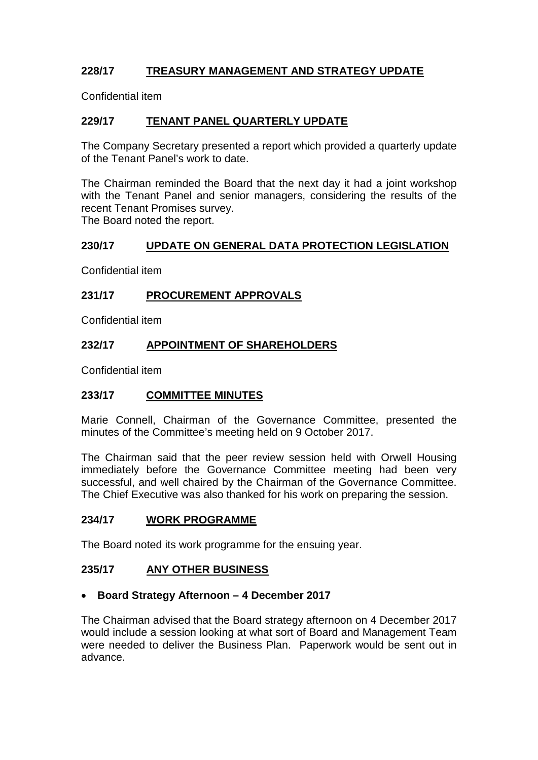## 228/17 TREASURY MANAGEMENT AND STRATEGY UPDATE

Confidential item

## 229/17 TENANT PANEL QUARTERLY UPDATE

The Company Secretary presented a report which provided a quarterly update of the Tenant Panel's work to date.

The Chairman reminded the Board that the next day it had a joint workshop with the Tenant Panel and senior managers, considering the results of the recent Tenant Promises survey.
The Board noted the report.

## 230/17 UPDATE ON GENERAL DATA PROTECTION LEGISLATION

Confidential item

## 231/17 PROCUREMENT APPROVALS

Confidential item

## 232/17 APPOINTMENT OF SHAREHOLDERS

Confidential item

## 233/17 COMMITTEE MINUTES

Marie Connell, Chairman of the Governance Committee, presented the minutes of the Committee's meeting held on 9 October 2017.

The Chairman said that the peer review session held with Orwell Housing immediately before the Governance Committee meeting had been very successful, and well chaired by the Chairman of the Governance Committee. The Chief Executive was also thanked for his work on preparing the session.

## 234/17 WORK PROGRAMME

The Board noted its work programme for the ensuing year.

## 235/17 ANY OTHER BUSINESS

- **Board Strategy Afternoon – 4 December 2017**

The Chairman advised that the Board strategy afternoon on 4 December 2017 would include a session looking at what sort of Board and Management Team were needed to deliver the Business Plan. Paperwork would be sent out in advance.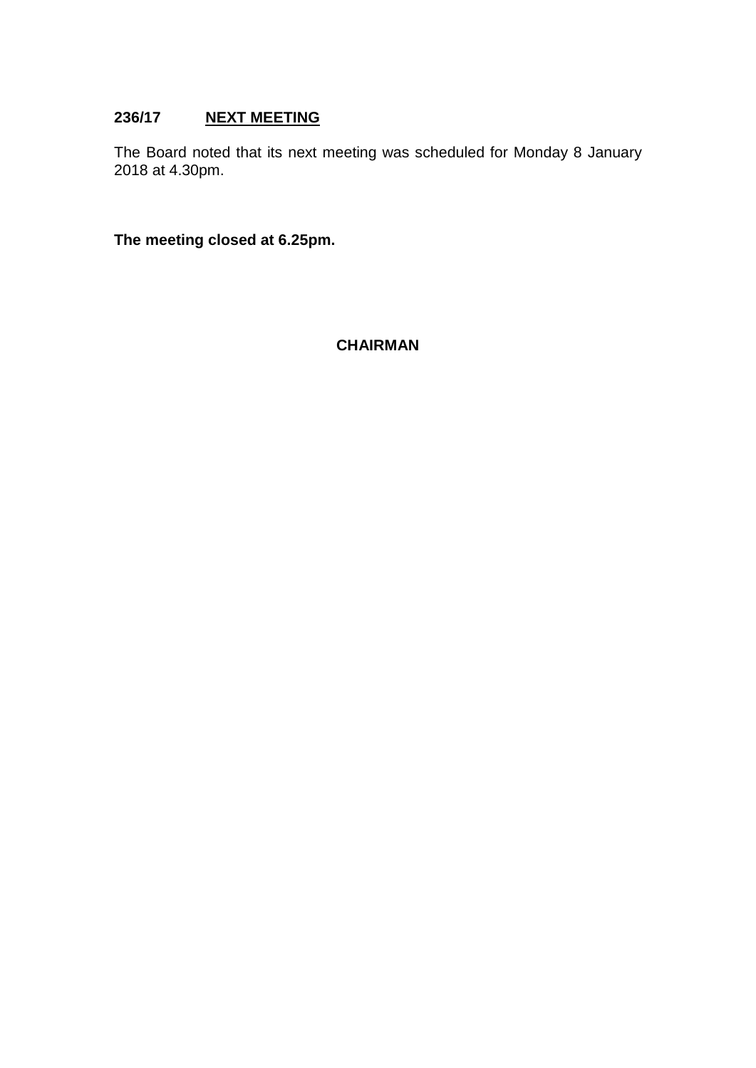**236/17 NEXT MEETING**

The Board noted that its next meeting was scheduled for Monday 8 January 2018 at 4.30pm.

**The meeting closed at 6.25pm.**

**CHAIRMAN**